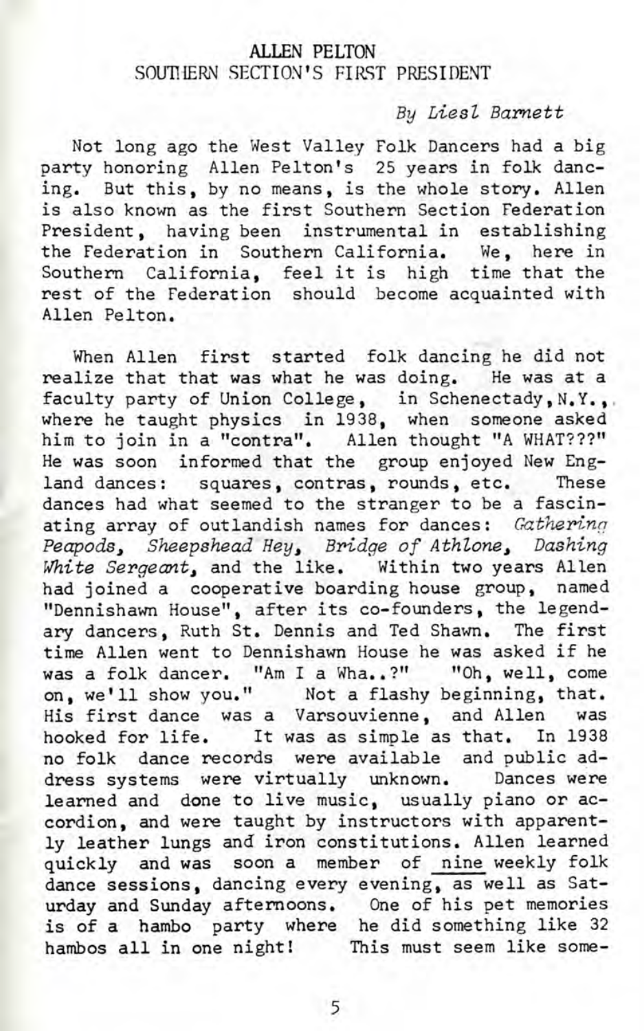# ALLEN PELTON
## SOUTHERN SECTION'S FIRST PRESIDENT

*By Liesl Barnett*

Not long ago the West Valley Folk Dancers had a big party honoring Allen Pelton's 25 years in folk dancing. But this, by no means, is the whole story. Allen is also known as the first Southern Section Federation President, having been instrumental in establishing the Federation in Southern California. We, here in Southern California, feel it is high time that the rest of the Federation should become acquainted with Allen Pelton.

When Allen first started folk dancing he did not realize that that was what he was doing. He was at a faculty party of Union College, in Schenectady, N.Y., where he taught physics in 1938, when someone asked him to join in a "contra". Allen thought "A WHAT???" He was soon informed that the group enjoyed New England dances: squares, contras, rounds, etc. These dances had what seemed to the stranger to be a fascinating array of outlandish names for dances: *Gathering Peapods, Sheepshead Hey, Bridge of Athlone, Dashing White Sergeant*, and the like. Within two years Allen had joined a cooperative boarding house group, named "Dennishawn House", after its co-founders, the legendary dancers, Ruth St. Dennis and Ted Shawn. The first time Allen went to Dennishawn House he was asked if he was a folk dancer. "Am I a Wha..?" "Oh, well, come on, we'll show you." Not a flashy beginning, that. His first dance was a Varsouvienne, and Allen was hooked for life. It was as simple as that. In 1938 no folk dance records were available and public address systems were virtually unknown. Dances were learned and done to live music, usually piano or accordion, and were taught by instructors with apparently leather lungs and iron constitutions. Allen learned quickly and was soon a member of <u>nine</u> weekly folk dance sessions, dancing every evening, as well as Saturday and Sunday afternoons. One of his pet memories is of a hambo party where he did something like 32 hambos all in one night! This must seem like some-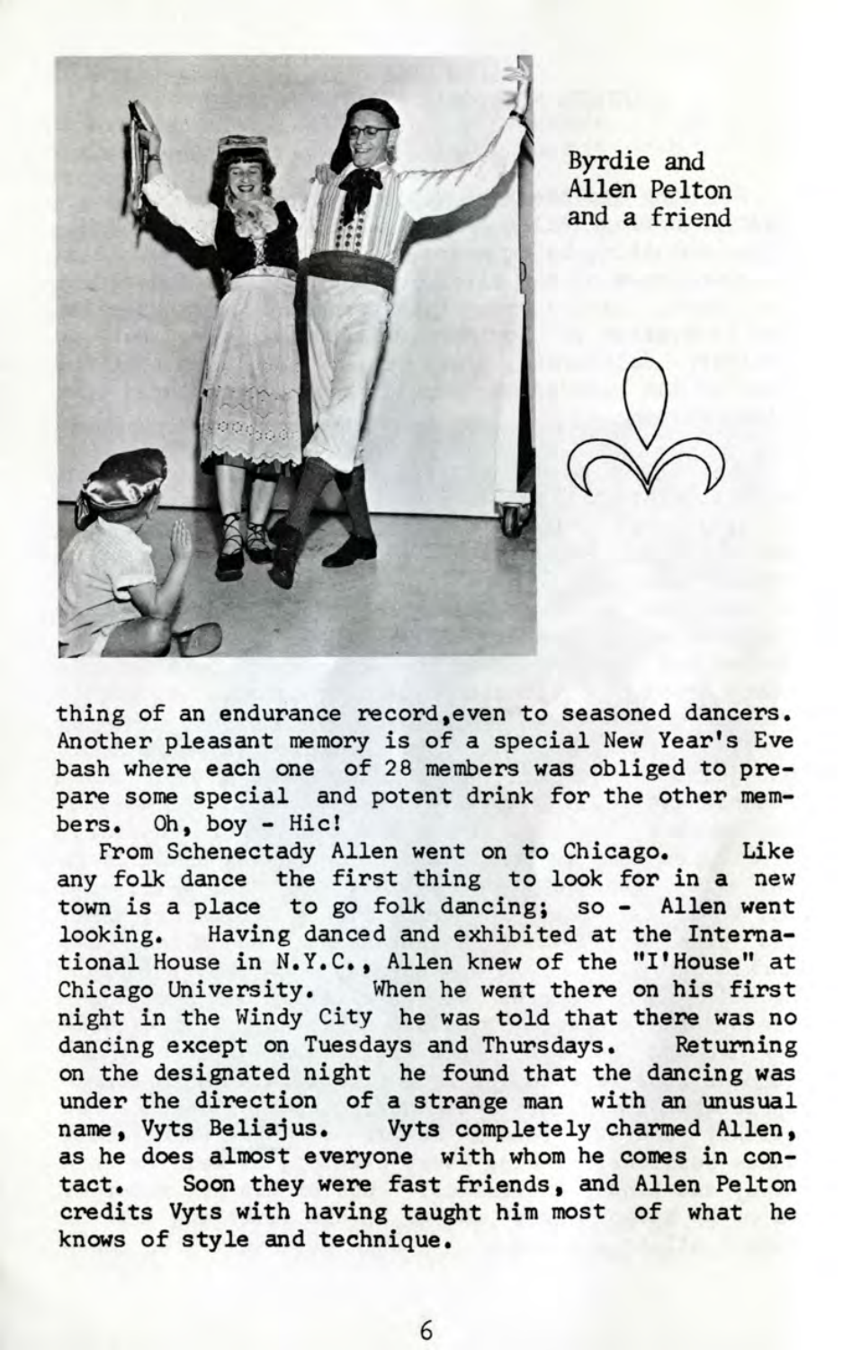Byrdie and Allen Pelton and a friend

thing of an endurance record, even to seasoned dancers. Another pleasant memory is of a special New Year's Eve bash where each one of 28 members was obliged to prepare some special and potent drink for the other members. Oh, boy - Hic!

From Schenectady Allen went on to Chicago. Like any folk dance the first thing to look for in a new town is a place to go folk dancing; so - Allen went looking. Having danced and exhibited at the International House in N.Y.C., Allen knew of the "I'House" at Chicago University. When he went there on his first night in the Windy City he was told that there was no dancing except on Tuesdays and Thursdays. Returning on the designated night he found that the dancing was under the direction of a strange man with an unusual name, Vyts Beliajus. Vyts completely charmed Allen, as he does almost everyone with whom he comes in contact. Soon they were fast friends, and Allen Pelton credits Vyts with having taught him most of what he knows of style and technique.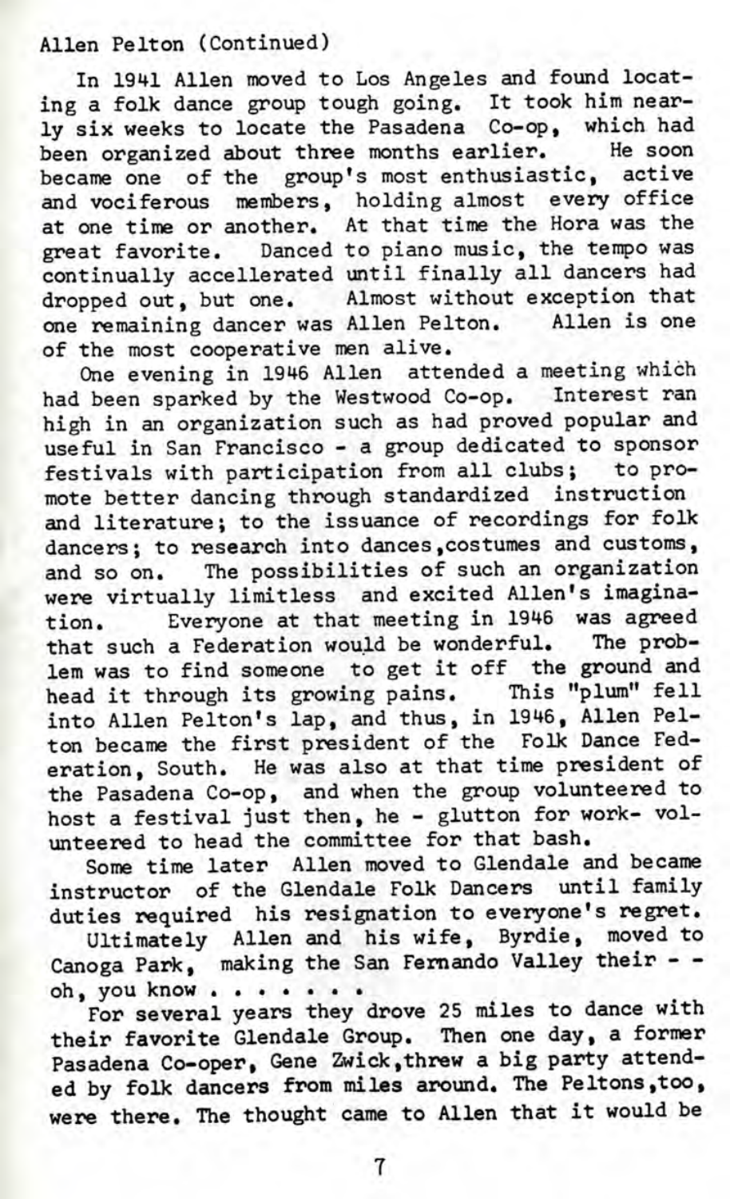Allen Pelton (Continued)

In 1941 Allen moved to Los Angeles and found locating a folk dance group tough going. It took him nearly six weeks to locate the Pasadena Co-op, which had been organized about three months earlier. He soon became one of the group's most enthusiastic, active and vociferous members, holding almost every office at one time or another. At that time the Hora was the great favorite. Danced to piano music, the tempo was continually accellerated until finally all dancers had dropped out, but one. Almost without exception that one remaining dancer was Allen Pelton. Allen is one of the most cooperative men alive.

One evening in 1946 Allen attended a meeting which had been sparked by the Westwood Co-op. Interest ran high in an organization such as had proved popular and useful in San Francisco - a group dedicated to sponsor festivals with participation from all clubs; to promote better dancing through standardized instruction and literature; to the issuance of recordings for folk dancers; to research into dances, costumes and customs, and so on. The possibilities of such an organization were virtually limitless and excited Allen's imagination. Everyone at that meeting in 1946 was agreed that such a Federation would be wonderful. The problem was to find someone to get it off the ground and head it through its growing pains. This "plum" fell into Allen Pelton's lap, and thus, in 1946, Allen Pelton became the first president of the Folk Dance Federation, South. He was also at that time president of the Pasadena Co-op, and when the group volunteered to host a festival just then, he - glutton for work- volunteered to head the committee for that bash.

Some time later Allen moved to Glendale and became instructor of the Glendale Folk Dancers until family duties required his resignation to everyone's regret.

Ultimately Allen and his wife, Byrdie, moved to Canoga Park, making the San Fernando Valley their - - oh, you know . . . . . . .

For several years they drove 25 miles to dance with their favorite Glendale Group. Then one day, a former Pasadena Co-oper, Gene Zwick, threw a big party attended by folk dancers from miles around. The Peltons, too, were there. The thought came to Allen that it would be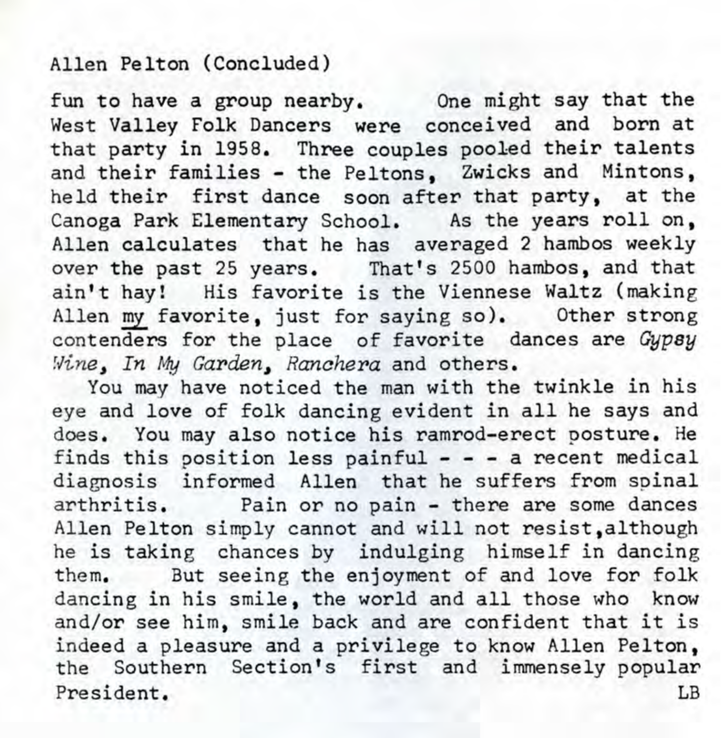Allen Pelton (Concluded)

fun to have a group nearby. One might say that the West Valley Folk Dancers were conceived and born at that party in 1958. Three couples pooled their talents and their families - the Peltons, Zwicks and Mintons, held their first dance soon after that party, at the Canoga Park Elementary School. As the years roll on, Allen calculates that he has averaged 2 hambos weekly over the past 25 years. That's 2500 hambos, and that ain't hay! His favorite is the Viennese Waltz (making Allen my favorite, just for saying so). Other strong contenders for the place of favorite dances are *Gypsy Wine*, *In My Garden*, *Ranchera* and others.

You may have noticed the man with the twinkle in his eye and love of folk dancing evident in all he says and does. You may also notice his ramrod-erect posture. He finds this position less painful - - - a recent medical diagnosis informed Allen that he suffers from spinal arthritis. Pain or no pain - there are some dances Allen Pelton simply cannot and will not resist,although he is taking chances by indulging himself in dancing them. But seeing the enjoyment of and love for folk dancing in his smile, the world and all those who know and/or see him, smile back and are confident that it is indeed a pleasure and a privilege to know Allen Pelton, the Southern Section's first and immensely popular President.

LB